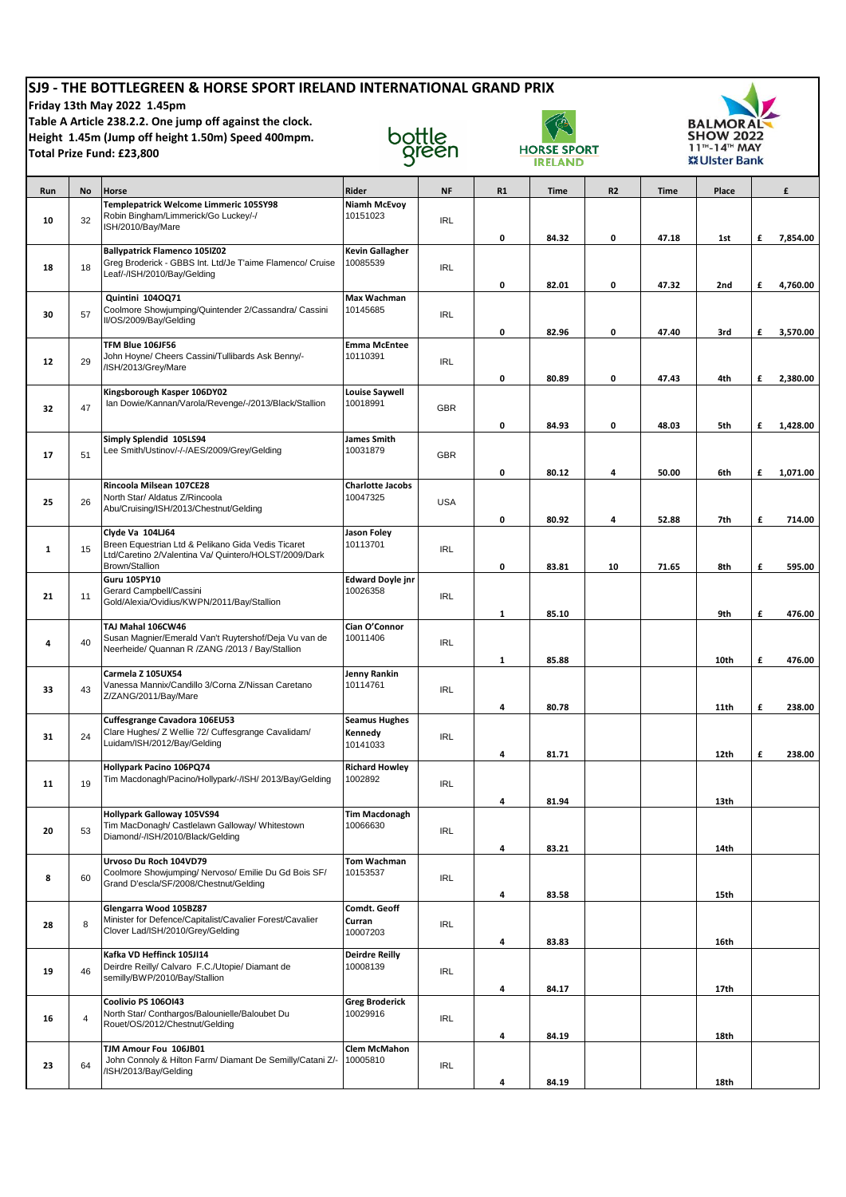# SJ9 - THE BOTTLEGREEN & HORSE SPORT IRELAND INTERNATIONAL GRAND PRIX

**Friday 13th May 2022 1.45pm**

**Table A Article 238.2.2. One jump off against the clock.**

**Height 1.45m (Jump off height 1.50m) Speed 400mpm.**

**Total Prize Fund: £23,800**

bottle green | HORSE SPORT IRELAND | BALMORAL SHOW 2022 11TH-14TH MAY Ulster Bank

| Run | No | Horse | Rider | NF | R1 | Time | R2 | Time | Place | £ |
|---|---|---|---|---|---|---|---|---|---|---|
| 10 | 32 | **Templepatrick Welcome Limmeric 105SY98** Robin Bingham/Limmerick/Go Luckey/-/ISH/2010/Bay/Mare | **Niamh McEvoy** 10151023 | IRL | 0 | 84.32 | 0 | 47.18 | 1st | £ 7,854.00 |
| 18 | 18 | **Ballypatrick Flamenco 105IZ02** Greg Broderick - GBBS Int. Ltd/Je T'aime Flamenco/ Cruise Leaf/-/ISH/2010/Bay/Gelding | **Kevin Gallagher** 10085539 | IRL | 0 | 82.01 | 0 | 47.32 | 2nd | £ 4,760.00 |
| 30 | 57 | **Quintini 104OQ71** Coolmore Showjumping/Quintender 2/Cassandra/ Cassini II/OS/2009/Bay/Gelding | **Max Wachman** 10145685 | IRL | 0 | 82.96 | 0 | 47.40 | 3rd | £ 3,570.00 |
| 12 | 29 | **TFM Blue 106JF56** John Hoyne/ Cheers Cassini/Tullibards Ask Benny/-/ISH/2013/Grey/Mare | **Emma McEntee** 10110391 | IRL | 0 | 80.89 | 0 | 47.43 | 4th | £ 2,380.00 |
| 32 | 47 | **Kingsborough Kasper 106DY02** Ian Dowie/Kannan/Varola/Revenge/-/2013/Black/Stallion | **Louise Saywell** 10018991 | GBR | 0 | 84.93 | 0 | 48.03 | 5th | £ 1,428.00 |
| 17 | 51 | **Simply Splendid 105LS94** Lee Smith/Ustinov/-/-/AES/2009/Grey/Gelding | **James Smith** 10031879 | GBR | 0 | 80.12 | 4 | 50.00 | 6th | £ 1,071.00 |
| 25 | 26 | **Rincoola Milsean 107CE28** North Star/ Aldatus Z/Rincoola Abu/Cruising/ISH/2013/Chestnut/Gelding | **Charlotte Jacobs** 10047325 | USA | 0 | 80.92 | 4 | 52.88 | 7th | £ 714.00 |
| 1 | 15 | **Clyde Va 104LJ64** Breen Equestrian Ltd & Pelikano Gida Vedis Ticaret Ltd/Caretino 2/Valentina Va/ Quintero/HOLST/2009/Dark Brown/Stallion | **Jason Foley** 10113701 | IRL | 0 | 83.81 | 10 | 71.65 | 8th | £ 595.00 |
| 21 | 11 | **Guru 105PY10** Gerard Campbell/Cassini Gold/Alexia/Ovidius/KWPN/2011/Bay/Stallion | **Edward Doyle jnr** 10026358 | IRL | 1 | 85.10 | | | 9th | £ 476.00 |
| 4 | 40 | **TAJ Mahal 106CW46** Susan Magnier/Emerald Van't Ruytershof/Deja Vu van de Neerheide/ Quannan R /ZANG /2013 / Bay/Stallion | **Cian O'Connor** 10011406 | IRL | 1 | 85.88 | | | 10th | £ 476.00 |
| 33 | 43 | **Carmela Z 105UX54** Vanessa Mannix/Candillo 3/Corna Z/Nissan Caretano Z/ZANG/2011/Bay/Mare | **Jenny Rankin** 10114761 | IRL | 4 | 80.78 | | | 11th | £ 238.00 |
| 31 | 24 | **Cuffesgrange Cavadora 106EU53** Clare Hughes/ Z Wellie 72/ Cuffesgrange Cavalidam/ Luidam/ISH/2012/Bay/Gelding | **Seamus Hughes Kennedy** 10141033 | IRL | 4 | 81.71 | | | 12th | £ 238.00 |
| 11 | 19 | **Hollypark Pacino 106PQ74** Tim Macdonagh/Pacino/Hollypark/-/ISH/ 2013/Bay/Gelding | **Richard Howley** 1002892 | IRL | 4 | 81.94 | | | 13th | |
| 20 | 53 | **Hollypark Galloway 105VS94** Tim MacDonagh/ Castlelawn Galloway/ Whitestown Diamond/-/ISH/2010/Black/Gelding | **Tim Macdonagh** 10066630 | IRL | 4 | 83.21 | | | 14th | |
| 8 | 60 | **Urvoso Du Roch 104VD79** Coolmore Showjumping/ Nervoso/ Emilie Du Gd Bois SF/ Grand D'escla/SF/2008/Chestnut/Gelding | **Tom Wachman** 10153537 | IRL | 4 | 83.58 | | | 15th | |
| 28 | 8 | **Glengarra Wood 105BZ87** Minister for Defence/Capitalist/Cavalier Forest/Cavalier Clover Lad/ISH/2010/Grey/Gelding | **Comdt. Geoff Curran** 10007203 | IRL | 4 | 83.83 | | | 16th | |
| 19 | 46 | **Kafka VD Heffinck 105JI14** Deirdre Reilly/ Calvaro F.C./Utopie/ Diamant de semilly/BWP/2010/Bay/Stallion | **Deirdre Reilly** 10008139 | IRL | 4 | 84.17 | | | 17th | |
| 16 | 4 | **Coolivio PS 106OI43** North Star/ Conthargos/Balounielle/Baloubet Du Rouet/OS/2012/Chestnut/Gelding | **Greg Broderick** 10029916 | IRL | 4 | 84.19 | | | 18th | |
| 23 | 64 | **TJM Amour Fou 106JB01** John Connoly & Hilton Farm/ Diamant De Semilly/Catani Z/-/ISH/2013/Bay/Gelding | **Clem McMahon** 10005810 | IRL | 4 | 84.19 | | | 18th | |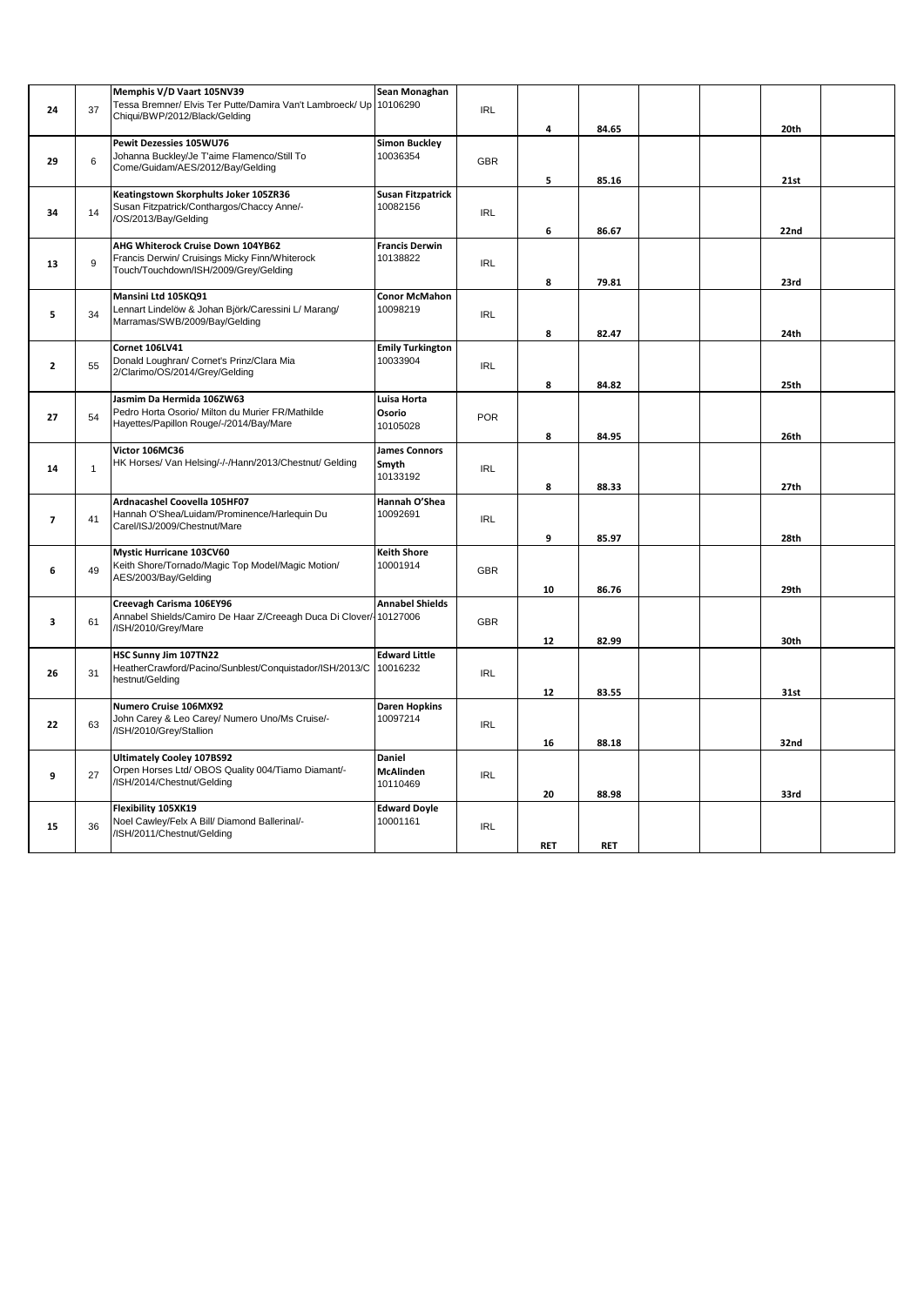| | | | | | | | | | |
|---|---|---|---|---|---|---|---|---|---|
| 24 | 37 | **Memphis V/D Vaart 105NV39** Tessa Bremner/ Elvis Ter Putte/Damira Van't Lambroeck/ Up Chiqui/BWP/2012/Black/Gelding | **Sean Monaghan** 10106290 | IRL | 4 | 84.65 | | | 20th | |
| 29 | 6 | **Pewit Dezessies 105WU76** Johanna Buckley/Je T'aime Flamenco/Still To Come/Guidam/AES/2012/Bay/Gelding | **Simon Buckley** 10036354 | GBR | 5 | 85.16 | | | 21st | |
| 34 | 14 | **Keatingstown Skorphults Joker 105ZR36** Susan Fitzpatrick/Conthargos/Chaccy Anne/- /OS/2013/Bay/Gelding | **Susan Fitzpatrick** 10082156 | IRL | 6 | 86.67 | | | 22nd | |
| 13 | 9 | **AHG Whiterock Cruise Down 104YB62** Francis Derwin/ Cruisings Micky Finn/Whiterock Touch/Touchdown/ISH/2009/Grey/Gelding | **Francis Derwin** 10138822 | IRL | 8 | 79.81 | | | 23rd | |
| 5 | 34 | **Mansini Ltd 105KQ91** Lennart Lindelöw & Johan Björk/Caressini L/ Marang/ Marramas/SWB/2009/Bay/Gelding | **Conor McMahon** 10098219 | IRL | 8 | 82.47 | | | 24th | |
| 2 | 55 | **Cornet 106LV41** Donald Loughran/ Cornet's Prinz/Clara Mia 2/Clarimo/OS/2014/Grey/Gelding | **Emily Turkington** 10033904 | IRL | 8 | 84.82 | | | 25th | |
| 27 | 54 | **Jasmim Da Hermida 106ZW63** Pedro Horta Osorio/ Milton du Murier FR/Mathilde Hayettes/Papillon Rouge/-/2014/Bay/Mare | **Luisa Horta Osorio** 10105028 | POR | 8 | 84.95 | | | 26th | |
| 14 | 1 | **Victor 106MC36** HK Horses/ Van Helsing/-/-/Hann/2013/Chestnut/ Gelding | **James Connors Smyth** 10133192 | IRL | 8 | 88.33 | | | 27th | |
| 7 | 41 | **Ardnacashel Coovella 105HF07** Hannah O'Shea/Luidam/Prominence/Harlequin Du Carel/ISJ/2009/Chestnut/Mare | **Hannah O'Shea** 10092691 | IRL | 9 | 85.97 | | | 28th | |
| 6 | 49 | **Mystic Hurricane 103CV60** Keith Shore/Tornado/Magic Top Model/Magic Motion/ AES/2003/Bay/Gelding | **Keith Shore** 10001914 | GBR | 10 | 86.76 | | | 29th | |
| 3 | 61 | **Creevagh Carisma 106EY96** Annabel Shields/Camiro De Haar Z/Creeagh Duca Di Clover/- /ISH/2010/Grey/Mare | **Annabel Shields** 10127006 | GBR | 12 | 82.99 | | | 30th | |
| 26 | 31 | **HSC Sunny Jim 107TN22** HeatherCrawford/Pacino/Sunblest/Conquistador/ISH/2013/Chestnut/Gelding | **Edward Little** 10016232 | IRL | 12 | 83.55 | | | 31st | |
| 22 | 63 | **Numero Cruise 106MX92** John Carey & Leo Carey/ Numero Uno/Ms Cruise/- /ISH/2010/Grey/Stallion | **Daren Hopkins** 10097214 | IRL | 16 | 88.18 | | | 32nd | |
| 9 | 27 | **Ultimately Cooley 107BS92** Orpen Horses Ltd/ OBOS Quality 004/Tiamo Diamant/- /ISH/2014/Chestnut/Gelding | **Daniel McAlinden** 10110469 | IRL | 20 | 88.98 | | | 33rd | |
| 15 | 36 | **Flexibility 105XK19** Noel Cawley/Felx A Bill/ Diamond Ballerinal/- /ISH/2011/Chestnut/Gelding | **Edward Doyle** 10001161 | IRL | RET | RET | | | | |